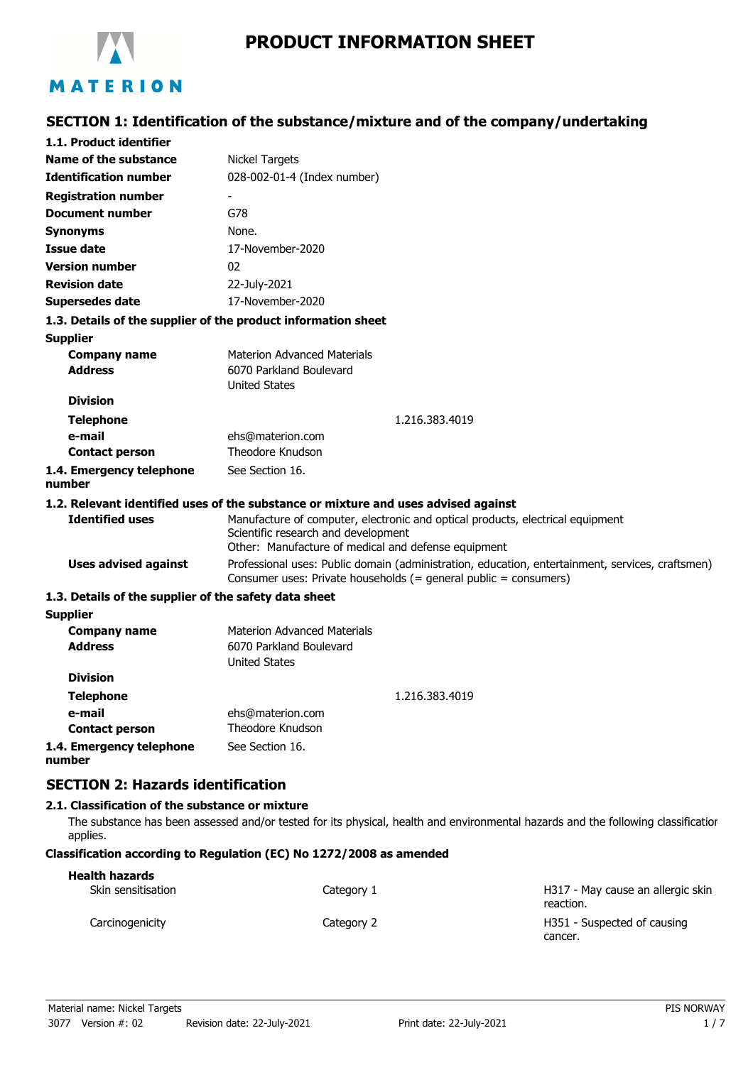# PRODUCT INFORMATION SHEET

MATERION

## SECTION 1: Identification of the substance/mixture and of the company/undertaking

### 1.1. Product identifier

| | |
|---|---|
| **Name of the substance** | Nickel Targets |
| **Identification number** | 028-002-01-4 (Index number) |
| **Registration number** | - |
| **Document number** | G78 |
| **Synonyms** | None. |
| **Issue date** | 17-November-2020 |
| **Version number** | 02 |
| **Revision date** | 22-July-2021 |
| **Supersedes date** | 17-November-2020 |

### 1.3. Details of the supplier of the product information sheet

**Supplier**

| | |
|---|---|
| **Company name** | Materion Advanced Materials |
| **Address** | 6070 Parkland Boulevard<br>United States |
| **Division** | |
| **Telephone** | 1.216.383.4019 |
| **e-mail** | ehs@materion.com |
| **Contact person** | Theodore Knudson |
| **1.4. Emergency telephone number** | See Section 16. |

### 1.2. Relevant identified uses of the substance or mixture and uses advised against

| | |
|---|---|
| **Identified uses** | Manufacture of computer, electronic and optical products, electrical equipment<br>Scientific research and development<br>Other: Manufacture of medical and defense equipment |
| **Uses advised against** | Professional uses: Public domain (administration, education, entertainment, services, craftsmen)<br>Consumer uses: Private households (= general public = consumers) |

### 1.3. Details of the supplier of the safety data sheet

**Supplier**

| | |
|---|---|
| **Company name** | Materion Advanced Materials |
| **Address** | 6070 Parkland Boulevard<br>United States |
| **Division** | |
| **Telephone** | 1.216.383.4019 |
| **e-mail** | ehs@materion.com |
| **Contact person** | Theodore Knudson |
| **1.4. Emergency telephone number** | See Section 16. |

## SECTION 2: Hazards identification

### 2.1. Classification of the substance or mixture

The substance has been assessed and/or tested for its physical, health and environmental hazards and the following classification applies.

**Classification according to Regulation (EC) No 1272/2008 as amended**

**Health hazards**

| | | |
|---|---|---|
| Skin sensitisation | Category 1 | H317 - May cause an allergic skin reaction. |
| Carcinogenicity | Category 2 | H351 - Suspected of causing cancer. |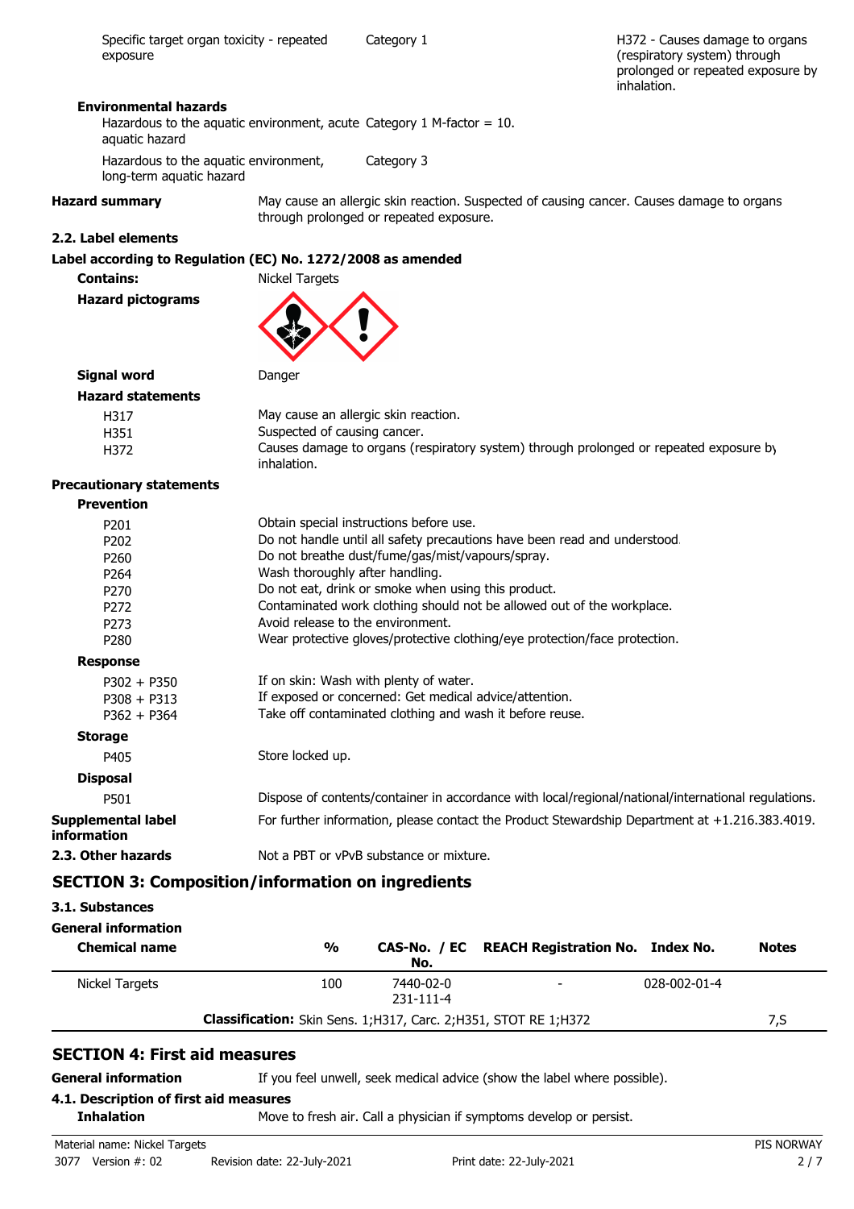| | | |
|---|---|---|
| Specific target organ toxicity - repeated exposure | Category 1 | H372 - Causes damage to organs (respiratory system) through prolonged or repeated exposure by inhalation. |

**Environmental hazards**

| | |
|---|---|
| Hazardous to the aquatic environment, acute aquatic hazard | Category 1 M-factor = 10. |
| Hazardous to the aquatic environment, long-term aquatic hazard | Category 3 |

**Hazard summary** May cause an allergic skin reaction. Suspected of causing cancer. Causes damage to organs through prolonged or repeated exposure.

### 2.2. Label elements

**Label according to Regulation (EC) No. 1272/2008 as amended**

**Contains:** Nickel Targets

**Hazard pictograms**

**Signal word** Danger

**Hazard statements**

| | |
|---|---|
| H317 | May cause an allergic skin reaction. |
| H351 | Suspected of causing cancer. |
| H372 | Causes damage to organs (respiratory system) through prolonged or repeated exposure by inhalation. |

**Precautionary statements**

**Prevention**

| | |
|---|---|
| P201 | Obtain special instructions before use. |
| P202 | Do not handle until all safety precautions have been read and understood. |
| P260 | Do not breathe dust/fume/gas/mist/vapours/spray. |
| P264 | Wash thoroughly after handling. |
| P270 | Do not eat, drink or smoke when using this product. |
| P272 | Contaminated work clothing should not be allowed out of the workplace. |
| P273 | Avoid release to the environment. |
| P280 | Wear protective gloves/protective clothing/eye protection/face protection. |

**Response**

| | |
|---|---|
| P302 + P350 | If on skin: Wash with plenty of water. |
| P308 + P313 | If exposed or concerned: Get medical advice/attention. |
| P362 + P364 | Take off contaminated clothing and wash it before reuse. |

**Storage**

| | |
|---|---|
| P405 | Store locked up. |

**Disposal**

| | |
|---|---|
| P501 | Dispose of contents/container in accordance with local/regional/national/international regulations. |

**Supplemental label information** For further information, please contact the Product Stewardship Department at +1.216.383.4019.

**2.3. Other hazards** Not a PBT or vPvB substance or mixture.

## SECTION 3: Composition/information on ingredients

### 3.1. Substances

**General information**

| Chemical name | % | CAS-No. / EC No. | REACH Registration No. | Index No. | Notes |
|---|---|---|---|---|---|
| Nickel Targets | 100 | 7440-02-0 231-111-4 | - | 028-002-01-4 | |
| **Classification:** Skin Sens. 1;H317, Carc. 2;H351, STOT RE 1;H372 | | | | | 7,S |

## SECTION 4: First aid measures

**General information** If you feel unwell, seek medical advice (show the label where possible).

### 4.1. Description of first aid measures

**Inhalation** Move to fresh air. Call a physician if symptoms develop or persist.

Material name: Nickel Targets
3077 Version #: 02 Revision date: 22-July-2021 Print date: 22-July-2021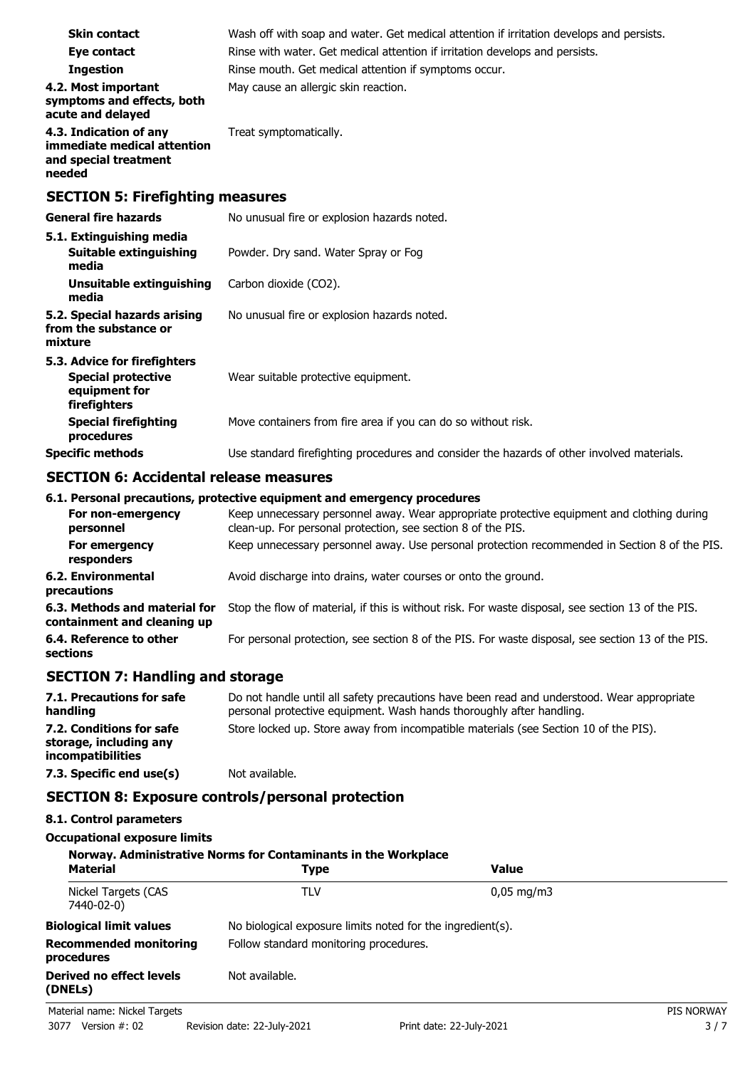**Skin contact** Wash off with soap and water. Get medical attention if irritation develops and persists.

**Eye contact** Rinse with water. Get medical attention if irritation develops and persists.

**Ingestion** Rinse mouth. Get medical attention if symptoms occur.

**4.2. Most important symptoms and effects, both acute and delayed** May cause an allergic skin reaction.

**4.3. Indication of any immediate medical attention and special treatment needed** Treat symptomatically.

## SECTION 5: Firefighting measures

**General fire hazards** No unusual fire or explosion hazards noted.

**5.1. Extinguishing media**

**Suitable extinguishing media** Powder. Dry sand. Water Spray or Fog

**Unsuitable extinguishing media** Carbon dioxide ($CO_2$).

**5.2. Special hazards arising from the substance or mixture** No unusual fire or explosion hazards noted.

**5.3. Advice for firefighters**

**Special protective equipment for firefighters** Wear suitable protective equipment.

**Special firefighting procedures** Move containers from fire area if you can do so without risk.

**Specific methods** Use standard firefighting procedures and consider the hazards of other involved materials.

## SECTION 6: Accidental release measures

**6.1. Personal precautions, protective equipment and emergency procedures**

**For non-emergency personnel** Keep unnecessary personnel away. Wear appropriate protective equipment and clothing during clean-up. For personal protection, see section 8 of the PIS.

**For emergency responders** Keep unnecessary personnel away. Use personal protection recommended in Section 8 of the PIS.

**6.2. Environmental precautions** Avoid discharge into drains, water courses or onto the ground.

**6.3. Methods and material for containment and cleaning up** Stop the flow of material, if this is without risk. For waste disposal, see section 13 of the PIS.

**6.4. Reference to other sections** For personal protection, see section 8 of the PIS. For waste disposal, see section 13 of the PIS.

## SECTION 7: Handling and storage

**7.1. Precautions for safe handling** Do not handle until all safety precautions have been read and understood. Wear appropriate personal protective equipment. Wash hands thoroughly after handling.

**7.2. Conditions for safe storage, including any incompatibilities** Store locked up. Store away from incompatible materials (see Section 10 of the PIS).

**7.3. Specific end use(s)** Not available.

## SECTION 8: Exposure controls/personal protection

**8.1. Control parameters**

**Occupational exposure limits**

**Norway. Administrative Norms for Contaminants in the Workplace**

| Material | Type | Value |
|---|---|---|
| Nickel Targets (CAS 7440-02-0) | TLV | 0,05 mg/m3 |

**Biological limit values** No biological exposure limits noted for the ingredient(s).

**Recommended monitoring procedures** Follow standard monitoring procedures.

**Derived no effect levels (DNELs)** Not available.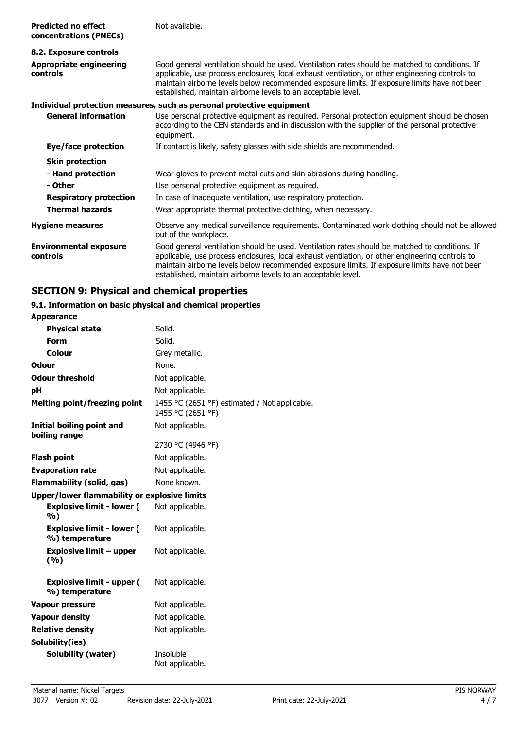| | |
|---|---|
| **Predicted no effect concentrations (PNECs)** | Not available. |

**8.2. Exposure controls**

| | |
|---|---|
| **Appropriate engineering controls** | Good general ventilation should be used. Ventilation rates should be matched to conditions. If applicable, use process enclosures, local exhaust ventilation, or other engineering controls to maintain airborne levels below recommended exposure limits. If exposure limits have not been established, maintain airborne levels to an acceptable level. |

**Individual protection measures, such as personal protective equipment**

| | |
|---|---|
| **General information** | Use personal protective equipment as required. Personal protection equipment should be chosen according to the CEN standards and in discussion with the supplier of the personal protective equipment. |
| **Eye/face protection** | If contact is likely, safety glasses with side shields are recommended. |
| **Skin protection** | |
| **- Hand protection** | Wear gloves to prevent metal cuts and skin abrasions during handling. |
| **- Other** | Use personal protective equipment as required. |
| **Respiratory protection** | In case of inadequate ventilation, use respiratory protection. |
| **Thermal hazards** | Wear appropriate thermal protective clothing, when necessary. |
| **Hygiene measures** | Observe any medical surveillance requirements. Contaminated work clothing should not be allowed out of the workplace. |
| **Environmental exposure controls** | Good general ventilation should be used. Ventilation rates should be matched to conditions. If applicable, use process enclosures, local exhaust ventilation, or other engineering controls to maintain airborne levels below recommended exposure limits. If exposure limits have not been established, maintain airborne levels to an acceptable level. |

## SECTION 9: Physical and chemical properties

**9.1. Information on basic physical and chemical properties**

| | |
|---|---|
| **Appearance** | |
| **Physical state** | Solid. |
| **Form** | Solid. |
| **Colour** | Grey metallic. |
| **Odour** | None. |
| **Odour threshold** | Not applicable. |
| **pH** | Not applicable. |
| **Melting point/freezing point** | 1455 °C (2651 °F) estimated / Not applicable. 1455 °C (2651 °F) |
| **Initial boiling point and boiling range** | Not applicable. 2730 °C (4946 °F) |
| **Flash point** | Not applicable. |
| **Evaporation rate** | Not applicable. |
| **Flammability (solid, gas)** | None known. |
| **Upper/lower flammability or explosive limits** | |
| **Explosive limit - lower ( %)** | Not applicable. |
| **Explosive limit - lower ( %) temperature** | Not applicable. |
| **Explosive limit – upper (%)** | Not applicable. |
| **Explosive limit - upper ( %) temperature** | Not applicable. |
| **Vapour pressure** | Not applicable. |
| **Vapour density** | Not applicable. |
| **Relative density** | Not applicable. |
| **Solubility(ies)** | |
| **Solubility (water)** | Insoluble Not applicable. |

Material name: Nickel Targets
3077 Version #: 02 Revision date: 22-July-2021 Print date: 22-July-2021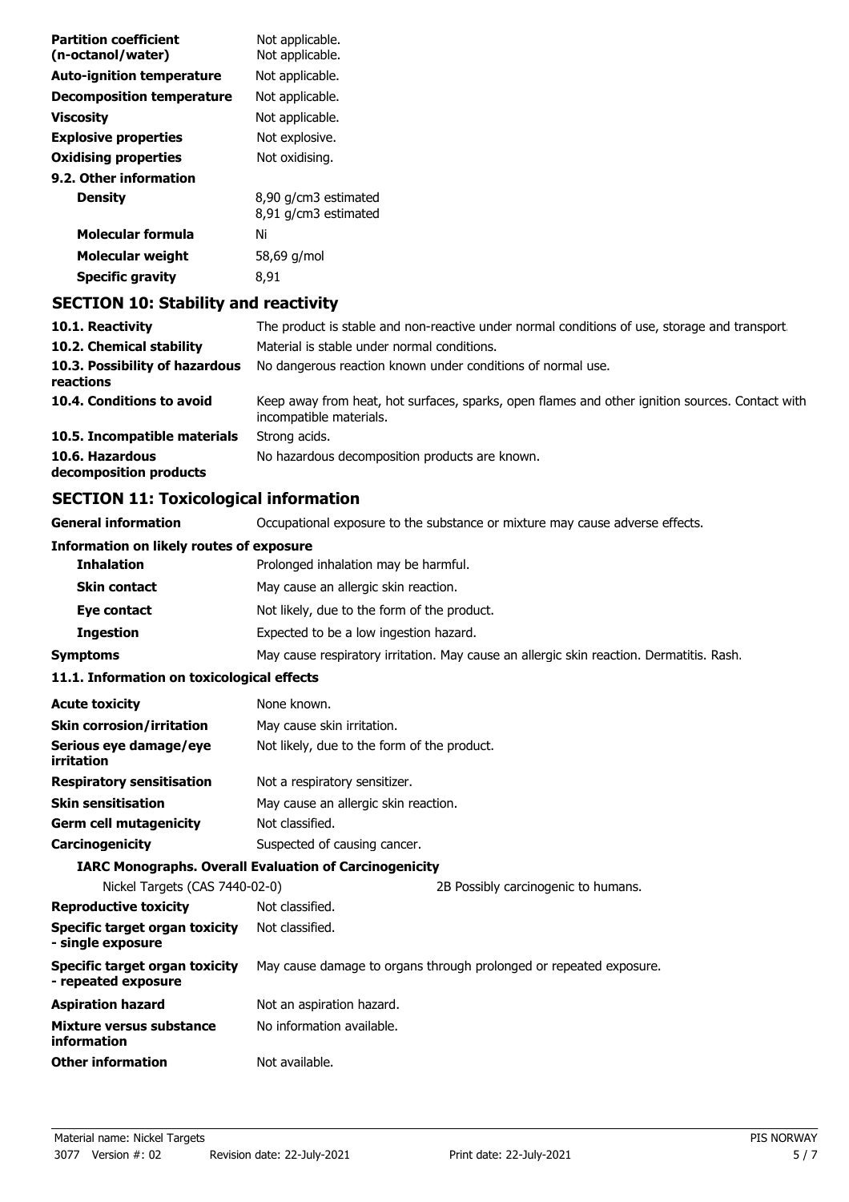| | |
|---|---|
| **Partition coefficient (n-octanol/water)** | Not applicable.<br>Not applicable. |
| **Auto-ignition temperature** | Not applicable. |
| **Decomposition temperature** | Not applicable. |
| **Viscosity** | Not applicable. |
| **Explosive properties** | Not explosive. |
| **Oxidising properties** | Not oxidising. |

**9.2. Other information**

| | |
|---|---|
| **Density** | 8,90 g/cm3 estimated<br>8,91 g/cm3 estimated |
| **Molecular formula** | Ni |
| **Molecular weight** | 58,69 g/mol |
| **Specific gravity** | 8,91 |

## SECTION 10: Stability and reactivity

| | |
|---|---|
| **10.1. Reactivity** | The product is stable and non-reactive under normal conditions of use, storage and transport. |
| **10.2. Chemical stability** | Material is stable under normal conditions. |
| **10.3. Possibility of hazardous reactions** | No dangerous reaction known under conditions of normal use. |
| **10.4. Conditions to avoid** | Keep away from heat, hot surfaces, sparks, open flames and other ignition sources. Contact with incompatible materials. |
| **10.5. Incompatible materials** | Strong acids. |
| **10.6. Hazardous decomposition products** | No hazardous decomposition products are known. |

## SECTION 11: Toxicological information

| | |
|---|---|
| **General information** | Occupational exposure to the substance or mixture may cause adverse effects. |

**Information on likely routes of exposure**

| | |
|---|---|
| **Inhalation** | Prolonged inhalation may be harmful. |
| **Skin contact** | May cause an allergic skin reaction. |
| **Eye contact** | Not likely, due to the form of the product. |
| **Ingestion** | Expected to be a low ingestion hazard. |
| **Symptoms** | May cause respiratory irritation. May cause an allergic skin reaction. Dermatitis. Rash. |

**11.1. Information on toxicological effects**

| | |
|---|---|
| **Acute toxicity** | None known. |
| **Skin corrosion/irritation** | May cause skin irritation. |
| **Serious eye damage/eye irritation** | Not likely, due to the form of the product. |
| **Respiratory sensitisation** | Not a respiratory sensitizer. |
| **Skin sensitisation** | May cause an allergic skin reaction. |
| **Germ cell mutagenicity** | Not classified. |
| **Carcinogenicity** | Suspected of causing cancer. |

**IARC Monographs. Overall Evaluation of Carcinogenicity**

| | |
|---|---|
| Nickel Targets (CAS 7440-02-0) | 2B Possibly carcinogenic to humans. |

| | |
|---|---|
| **Reproductive toxicity** | Not classified. |
| **Specific target organ toxicity - single exposure** | Not classified. |
| **Specific target organ toxicity - repeated exposure** | May cause damage to organs through prolonged or repeated exposure. |
| **Aspiration hazard** | Not an aspiration hazard. |
| **Mixture versus substance information** | No information available. |
| **Other information** | Not available. |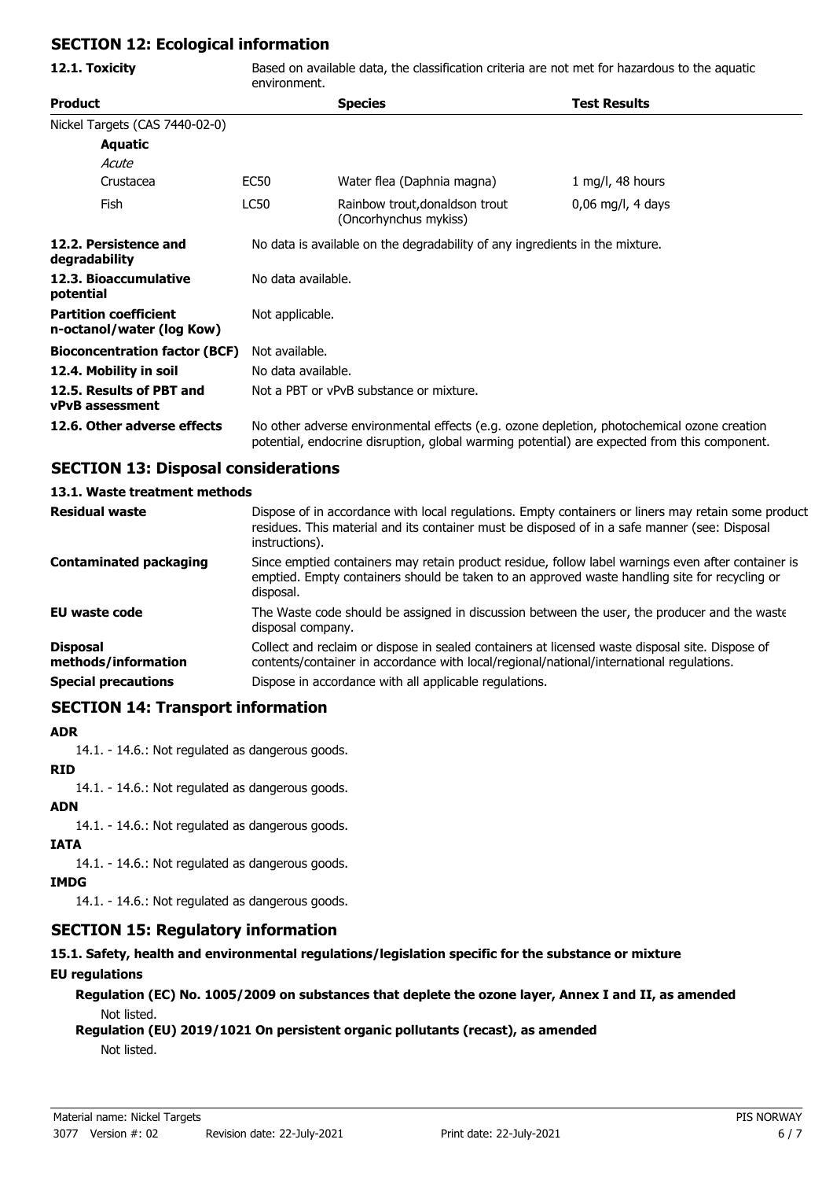## SECTION 12: Ecological information

**12.1. Toxicity** Based on available data, the classification criteria are not met for hazardous to the aquatic environment.

| Product | | Species | Test Results |
|---|---|---|---|
| Nickel Targets (CAS 7440-02-0) | | | |
| **Aquatic** | | | |
| *Acute* | | | |
| Crustacea | EC50 | Water flea (Daphnia magna) | 1 mg/l, 48 hours |
| Fish | LC50 | Rainbow trout,donaldson trout (Oncorhynchus mykiss) | 0,06 mg/l, 4 days |

| | |
|---|---|
| **12.2. Persistence and degradability** | No data is available on the degradability of any ingredients in the mixture. |
| **12.3. Bioaccumulative potential** | No data available. |
| **Partition coefficient n-octanol/water (log Kow)** | Not applicable. |
| **Bioconcentration factor (BCF)** | Not available. |
| **12.4. Mobility in soil** | No data available. |
| **12.5. Results of PBT and vPvB assessment** | Not a PBT or vPvB substance or mixture. |
| **12.6. Other adverse effects** | No other adverse environmental effects (e.g. ozone depletion, photochemical ozone creation potential, endocrine disruption, global warming potential) are expected from this component. |

## SECTION 13: Disposal considerations

### 13.1. Waste treatment methods

| | |
|---|---|
| **Residual waste** | Dispose of in accordance with local regulations. Empty containers or liners may retain some product residues. This material and its container must be disposed of in a safe manner (see: Disposal instructions). |
| **Contaminated packaging** | Since emptied containers may retain product residue, follow label warnings even after container is emptied. Empty containers should be taken to an approved waste handling site for recycling or disposal. |
| **EU waste code** | The Waste code should be assigned in discussion between the user, the producer and the waste disposal company. |
| **Disposal methods/information** | Collect and reclaim or dispose in sealed containers at licensed waste disposal site. Dispose of contents/container in accordance with local/regional/national/international regulations. |
| **Special precautions** | Dispose in accordance with all applicable regulations. |

## SECTION 14: Transport information

**ADR**

14.1. - 14.6.: Not regulated as dangerous goods.

**RID**

14.1. - 14.6.: Not regulated as dangerous goods.

**ADN**

14.1. - 14.6.: Not regulated as dangerous goods.

**IATA**

14.1. - 14.6.: Not regulated as dangerous goods.

**IMDG**

14.1. - 14.6.: Not regulated as dangerous goods.

## SECTION 15: Regulatory information

### 15.1. Safety, health and environmental regulations/legislation specific for the substance or mixture

**EU regulations**

**Regulation (EC) No. 1005/2009 on substances that deplete the ozone layer, Annex I and II, as amended**

Not listed.

**Regulation (EU) 2019/1021 On persistent organic pollutants (recast), as amended**

Not listed.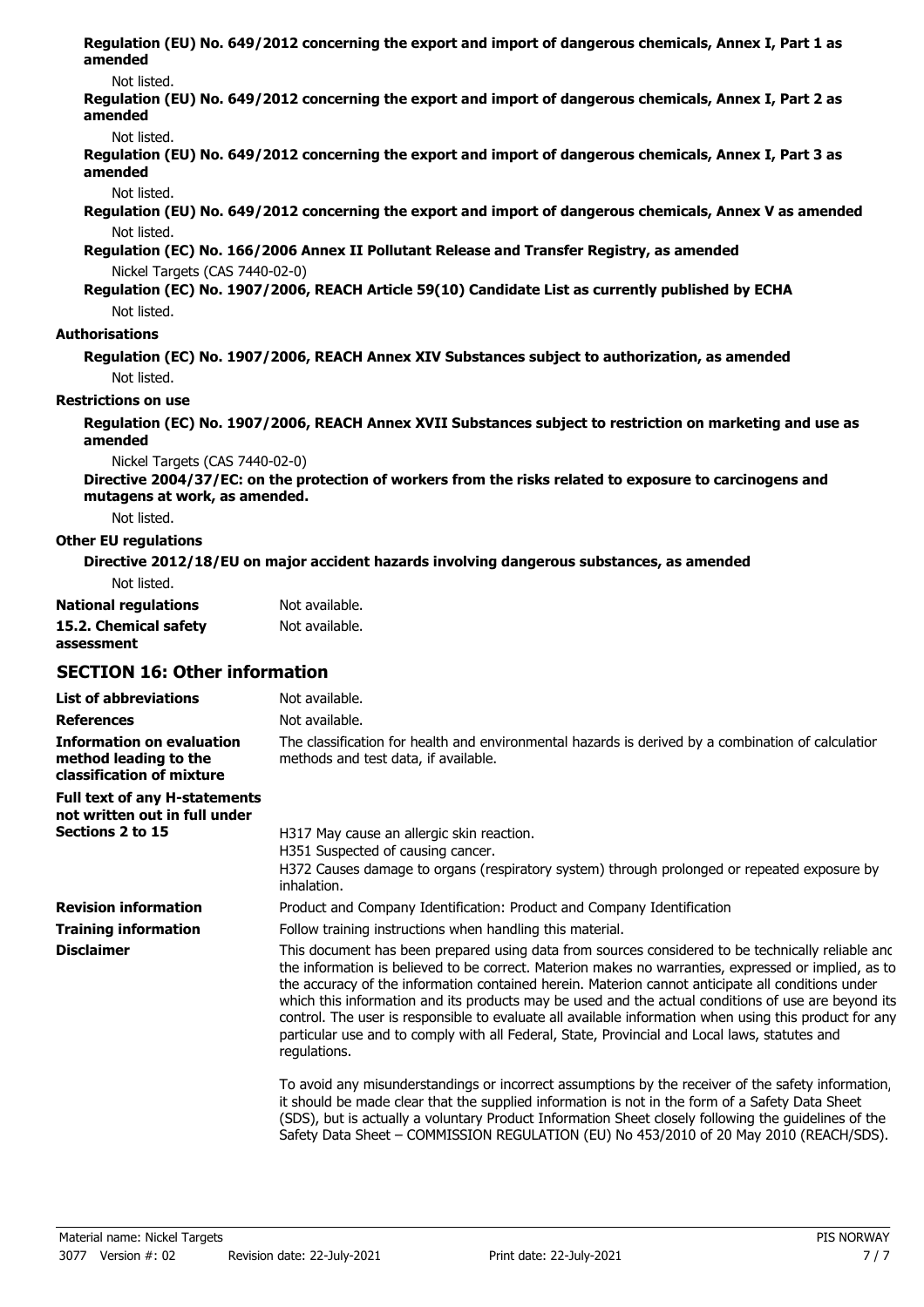**Regulation (EU) No. 649/2012 concerning the export and import of dangerous chemicals, Annex I, Part 1 as amended**

Not listed.

**Regulation (EU) No. 649/2012 concerning the export and import of dangerous chemicals, Annex I, Part 2 as amended**

Not listed.

**Regulation (EU) No. 649/2012 concerning the export and import of dangerous chemicals, Annex I, Part 3 as amended**

Not listed.

**Regulation (EU) No. 649/2012 concerning the export and import of dangerous chemicals, Annex V as amended**

Not listed.

**Regulation (EC) No. 166/2006 Annex II Pollutant Release and Transfer Registry, as amended**

Nickel Targets (CAS 7440-02-0)

**Regulation (EC) No. 1907/2006, REACH Article 59(10) Candidate List as currently published by ECHA**

Not listed.

**Authorisations**

**Regulation (EC) No. 1907/2006, REACH Annex XIV Substances subject to authorization, as amended**

Not listed.

**Restrictions on use**

**Regulation (EC) No. 1907/2006, REACH Annex XVII Substances subject to restriction on marketing and use as amended**

Nickel Targets (CAS 7440-02-0)

**Directive 2004/37/EC: on the protection of workers from the risks related to exposure to carcinogens and mutagens at work, as amended.**

Not listed.

**Other EU regulations**

**Directive 2012/18/EU on major accident hazards involving dangerous substances, as amended**

Not listed.

**National regulations** Not available.

**15.2. Chemical safety assessment** Not available.

## SECTION 16: Other information

**List of abbreviations** Not available.

**References** Not available.

**Information on evaluation method leading to the classification of mixture** The classification for health and environmental hazards is derived by a combination of calculation methods and test data, if available.

**Full text of any H-statements not written out in full under Sections 2 to 15**

H317 May cause an allergic skin reaction.
H351 Suspected of causing cancer.
H372 Causes damage to organs (respiratory system) through prolonged or repeated exposure by inhalation.

**Revision information** Product and Company Identification: Product and Company Identification

**Training information** Follow training instructions when handling this material.

**Disclaimer** This document has been prepared using data from sources considered to be technically reliable and the information is believed to be correct. Materion makes no warranties, expressed or implied, as to the accuracy of the information contained herein. Materion cannot anticipate all conditions under which this information and its products may be used and the actual conditions of use are beyond its control. The user is responsible to evaluate all available information when using this product for any particular use and to comply with all Federal, State, Provincial and Local laws, statutes and regulations.

To avoid any misunderstandings or incorrect assumptions by the receiver of the safety information, it should be made clear that the supplied information is not in the form of a Safety Data Sheet (SDS), but is actually a voluntary Product Information Sheet closely following the guidelines of the Safety Data Sheet – COMMISSION REGULATION (EU) No 453/2010 of 20 May 2010 (REACH/SDS).